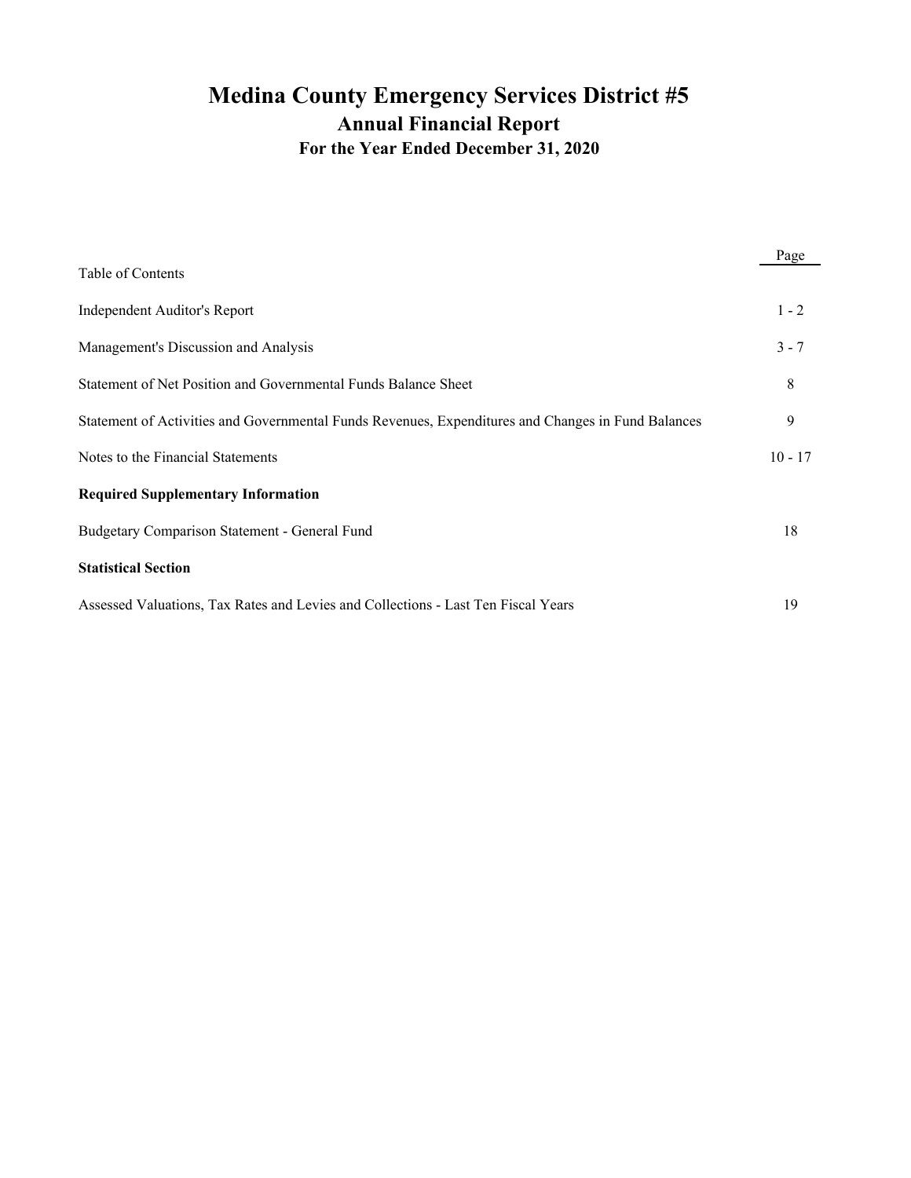# Medina County Emergency Services District #5

## Annual Financial Report

### For the Year Ended December 31, 2020

| Table of Contents | Page |
|---|---|
| Independent Auditor's Report | 1 - 2 |
| Management's Discussion and Analysis | 3 - 7 |
| Statement of Net Position and Governmental Funds Balance Sheet | 8 |
| Statement of Activities and Governmental Funds Revenues, Expenditures and Changes in Fund Balances | 9 |
| Notes to the Financial Statements | 10 - 17 |
| **Required Supplementary Information** | |
| Budgetary Comparison Statement - General Fund | 18 |
| **Statistical Section** | |
| Assessed Valuations, Tax Rates and Levies and Collections - Last Ten Fiscal Years | 19 |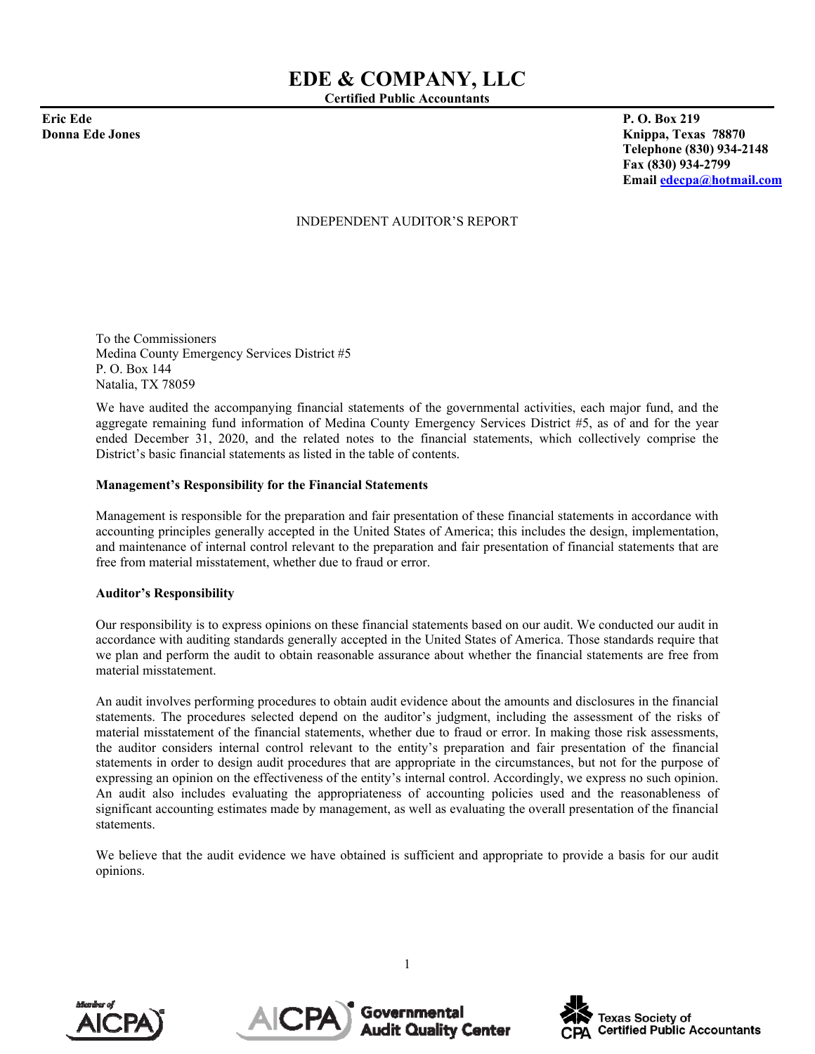# EDE & COMPANY, LLC

**Certified Public Accountants**

**Eric Ede**
**Donna Ede Jones**

**P. O. Box 219**
**Knippa, Texas 78870**
**Telephone (830) 934-2148**
**Fax (830) 934-2799**
**Email edecpa@hotmail.com**

INDEPENDENT AUDITOR'S REPORT

To the Commissioners
Medina County Emergency Services District #5
P. O. Box 144
Natalia, TX 78059

We have audited the accompanying financial statements of the governmental activities, each major fund, and the aggregate remaining fund information of Medina County Emergency Services District #5, as of and for the year ended December 31, 2020, and the related notes to the financial statements, which collectively comprise the District's basic financial statements as listed in the table of contents.

**Management's Responsibility for the Financial Statements**

Management is responsible for the preparation and fair presentation of these financial statements in accordance with accounting principles generally accepted in the United States of America; this includes the design, implementation, and maintenance of internal control relevant to the preparation and fair presentation of financial statements that are free from material misstatement, whether due to fraud or error.

**Auditor's Responsibility**

Our responsibility is to express opinions on these financial statements based on our audit. We conducted our audit in accordance with auditing standards generally accepted in the United States of America. Those standards require that we plan and perform the audit to obtain reasonable assurance about whether the financial statements are free from material misstatement.

An audit involves performing procedures to obtain audit evidence about the amounts and disclosures in the financial statements. The procedures selected depend on the auditor's judgment, including the assessment of the risks of material misstatement of the financial statements, whether due to fraud or error. In making those risk assessments, the auditor considers internal control relevant to the entity's preparation and fair presentation of the financial statements in order to design audit procedures that are appropriate in the circumstances, but not for the purpose of expressing an opinion on the effectiveness of the entity's internal control. Accordingly, we express no such opinion. An audit also includes evaluating the appropriateness of accounting policies used and the reasonableness of significant accounting estimates made by management, as well as evaluating the overall presentation of the financial statements.

We believe that the audit evidence we have obtained is sufficient and appropriate to provide a basis for our audit opinions.

Member of AICPA | AICPA Governmental Audit Quality Center | Texas Society of Certified Public Accountants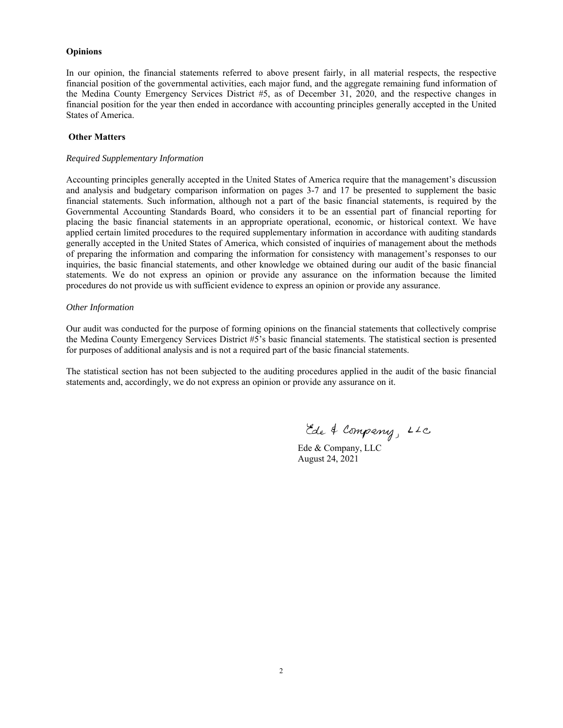**Opinions**

In our opinion, the financial statements referred to above present fairly, in all material respects, the respective financial position of the governmental activities, each major fund, and the aggregate remaining fund information of the Medina County Emergency Services District #5, as of December 31, 2020, and the respective changes in financial position for the year then ended in accordance with accounting principles generally accepted in the United States of America.

**Other Matters**

*Required Supplementary Information*

Accounting principles generally accepted in the United States of America require that the management's discussion and analysis and budgetary comparison information on pages 3-7 and 17 be presented to supplement the basic financial statements. Such information, although not a part of the basic financial statements, is required by the Governmental Accounting Standards Board, who considers it to be an essential part of financial reporting for placing the basic financial statements in an appropriate operational, economic, or historical context. We have applied certain limited procedures to the required supplementary information in accordance with auditing standards generally accepted in the United States of America, which consisted of inquiries of management about the methods of preparing the information and comparing the information for consistency with management's responses to our inquiries, the basic financial statements, and other knowledge we obtained during our audit of the basic financial statements. We do not express an opinion or provide any assurance on the information because the limited procedures do not provide us with sufficient evidence to express an opinion or provide any assurance.

*Other Information*

Our audit was conducted for the purpose of forming opinions on the financial statements that collectively comprise the Medina County Emergency Services District #5's basic financial statements. The statistical section is presented for purposes of additional analysis and is not a required part of the basic financial statements.

The statistical section has not been subjected to the auditing procedures applied in the audit of the basic financial statements and, accordingly, we do not express an opinion or provide any assurance on it.

Ede & Company, LLC

Ede & Company, LLC
August 24, 2021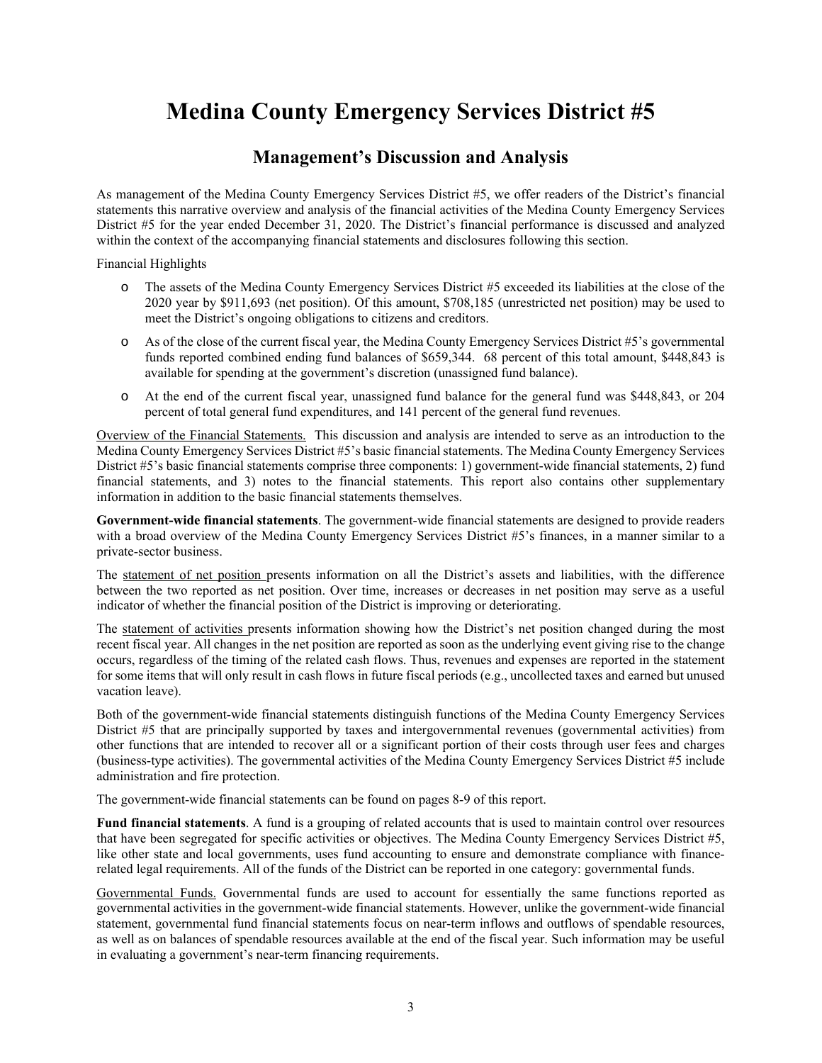# Medina County Emergency Services District #5

## Management's Discussion and Analysis

As management of the Medina County Emergency Services District #5, we offer readers of the District's financial statements this narrative overview and analysis of the financial activities of the Medina County Emergency Services District #5 for the year ended December 31, 2020. The District's financial performance is discussed and analyzed within the context of the accompanying financial statements and disclosures following this section.

Financial Highlights

- The assets of the Medina County Emergency Services District #5 exceeded its liabilities at the close of the 2020 year by $911,693 (net position). Of this amount, $708,185 (unrestricted net position) may be used to meet the District's ongoing obligations to citizens and creditors.
- As of the close of the current fiscal year, the Medina County Emergency Services District #5's governmental funds reported combined ending fund balances of $659,344. 68 percent of this total amount, $448,843 is available for spending at the government's discretion (unassigned fund balance).
- At the end of the current fiscal year, unassigned fund balance for the general fund was $448,843, or 204 percent of total general fund expenditures, and 141 percent of the general fund revenues.

Overview of the Financial Statements. This discussion and analysis are intended to serve as an introduction to the Medina County Emergency Services District #5's basic financial statements. The Medina County Emergency Services District #5's basic financial statements comprise three components: 1) government-wide financial statements, 2) fund financial statements, and 3) notes to the financial statements. This report also contains other supplementary information in addition to the basic financial statements themselves.

**Government-wide financial statements**. The government-wide financial statements are designed to provide readers with a broad overview of the Medina County Emergency Services District #5's finances, in a manner similar to a private-sector business.

The statement of net position presents information on all the District's assets and liabilities, with the difference between the two reported as net position. Over time, increases or decreases in net position may serve as a useful indicator of whether the financial position of the District is improving or deteriorating.

The statement of activities presents information showing how the District's net position changed during the most recent fiscal year. All changes in the net position are reported as soon as the underlying event giving rise to the change occurs, regardless of the timing of the related cash flows. Thus, revenues and expenses are reported in the statement for some items that will only result in cash flows in future fiscal periods (e.g., uncollected taxes and earned but unused vacation leave).

Both of the government-wide financial statements distinguish functions of the Medina County Emergency Services District #5 that are principally supported by taxes and intergovernmental revenues (governmental activities) from other functions that are intended to recover all or a significant portion of their costs through user fees and charges (business-type activities). The governmental activities of the Medina County Emergency Services District #5 include administration and fire protection.

The government-wide financial statements can be found on pages 8-9 of this report.

**Fund financial statements**. A fund is a grouping of related accounts that is used to maintain control over resources that have been segregated for specific activities or objectives. The Medina County Emergency Services District #5, like other state and local governments, uses fund accounting to ensure and demonstrate compliance with finance-related legal requirements. All of the funds of the District can be reported in one category: governmental funds.

Governmental Funds. Governmental funds are used to account for essentially the same functions reported as governmental activities in the government-wide financial statements. However, unlike the government-wide financial statement, governmental fund financial statements focus on near-term inflows and outflows of spendable resources, as well as on balances of spendable resources available at the end of the fiscal year. Such information may be useful in evaluating a government's near-term financing requirements.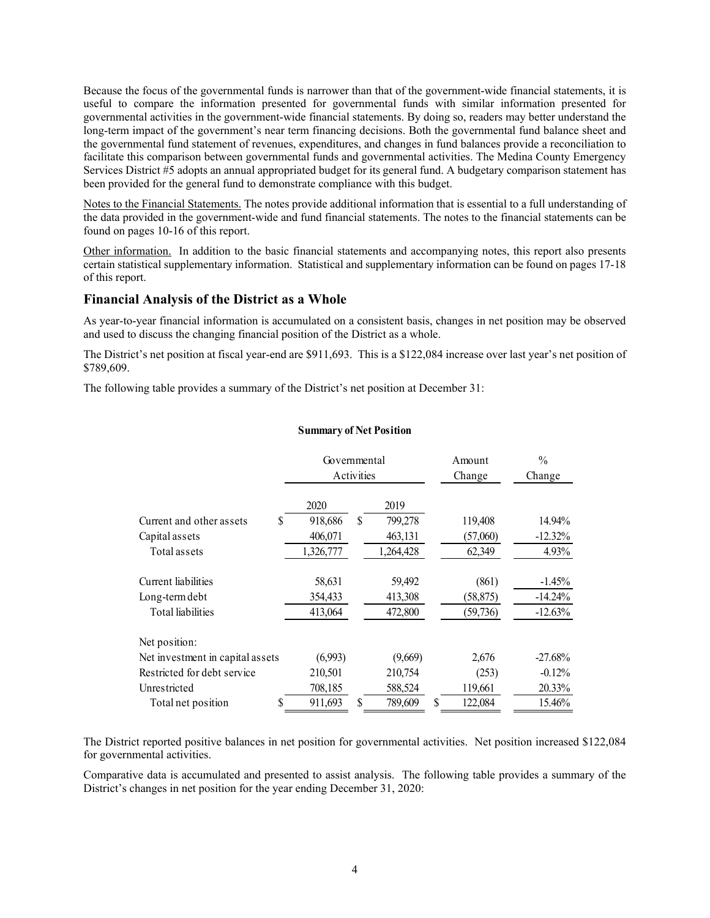Because the focus of the governmental funds is narrower than that of the government-wide financial statements, it is useful to compare the information presented for governmental funds with similar information presented for governmental activities in the government-wide financial statements. By doing so, readers may better understand the long-term impact of the government's near term financing decisions. Both the governmental fund balance sheet and the governmental fund statement of revenues, expenditures, and changes in fund balances provide a reconciliation to facilitate this comparison between governmental funds and governmental activities. The Medina County Emergency Services District #5 adopts an annual appropriated budget for its general fund. A budgetary comparison statement has been provided for the general fund to demonstrate compliance with this budget.

Notes to the Financial Statements. The notes provide additional information that is essential to a full understanding of the data provided in the government-wide and fund financial statements. The notes to the financial statements can be found on pages 10-16 of this report.

Other information. In addition to the basic financial statements and accompanying notes, this report also presents certain statistical supplementary information. Statistical and supplementary information can be found on pages 17-18 of this report.

## Financial Analysis of the District as a Whole

As year-to-year financial information is accumulated on a consistent basis, changes in net position may be observed and used to discuss the changing financial position of the District as a whole.

The District's net position at fiscal year-end are $911,693. This is a $122,084 increase over last year's net position of $789,609.

The following table provides a summary of the District's net position at December 31:

**Summary of Net Position**

| | Governmental Activities | | Amount Change | % Change |
|---|---|---|---|---|
| | 2020 | 2019 | | |
| Current and other assets | $ 918,686 | $ 799,278 | 119,408 | 14.94% |
| Capital assets | 406,071 | 463,131 | (57,060) | -12.32% |
| Total assets | 1,326,777 | 1,264,428 | 62,349 | 4.93% |
| | | | | |
| Current liabilities | 58,631 | 59,492 | (861) | -1.45% |
| Long-term debt | 354,433 | 413,308 | (58,875) | -14.24% |
| Total liabilities | 413,064 | 472,800 | (59,736) | -12.63% |
| | | | | |
| Net position: | | | | |
| Net investment in capital assets | (6,993) | (9,669) | 2,676 | -27.68% |
| Restricted for debt service | 210,501 | 210,754 | (253) | -0.12% |
| Unrestricted | 708,185 | 588,524 | 119,661 | 20.33% |
| Total net position | $ 911,693 | $ 789,609 | $ 122,084 | 15.46% |

The District reported positive balances in net position for governmental activities. Net position increased $122,084 for governmental activities.

Comparative data is accumulated and presented to assist analysis. The following table provides a summary of the District's changes in net position for the year ending December 31, 2020: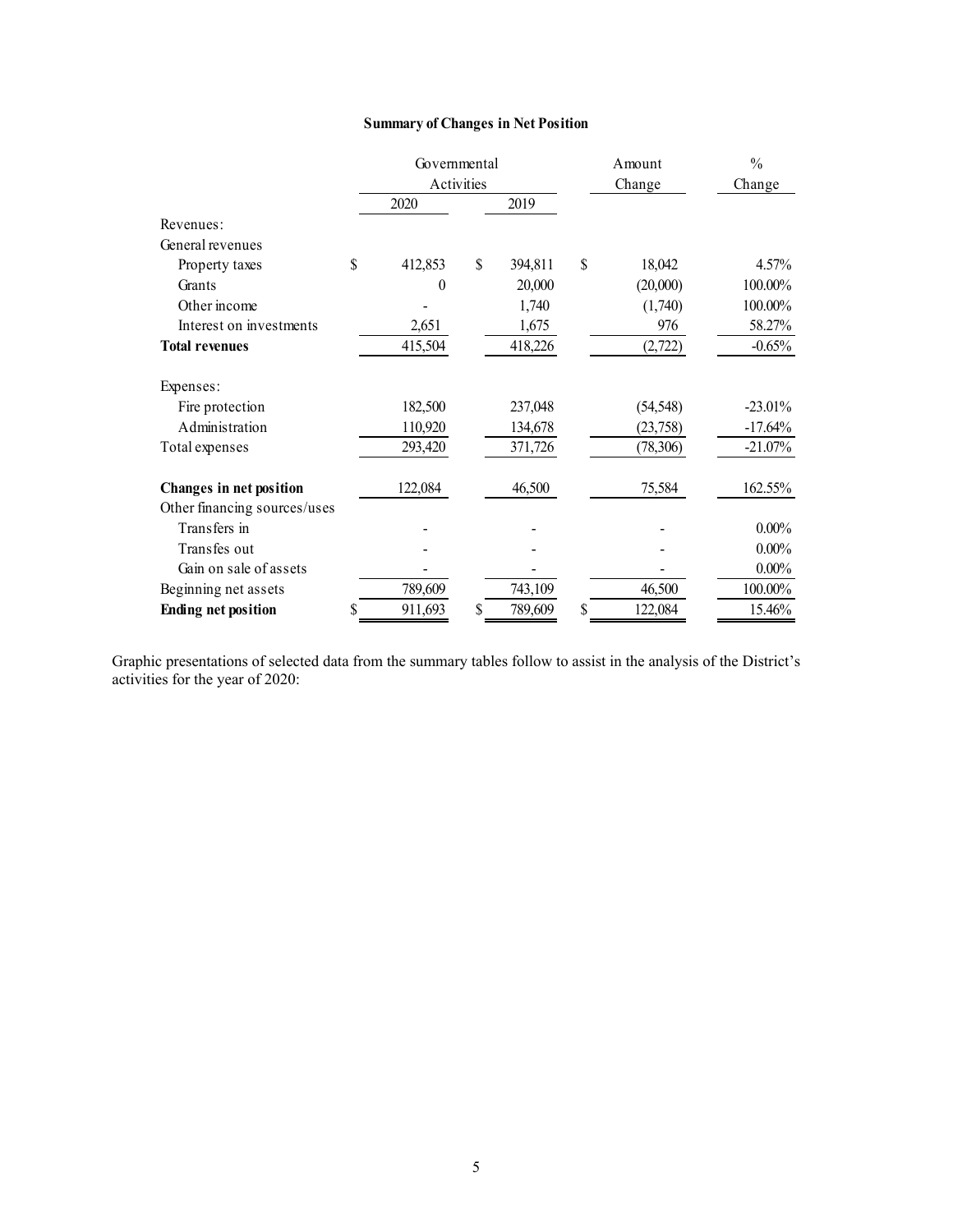**Summary of Changes in Net Position**

| | Governmental Activities | | Amount Change | % Change |
|---|---|---|---|---|
| | 2020 | 2019 | | |
| Revenues: | | | | |
| General revenues | | | | |
| Property taxes | $ 412,853 | $ 394,811 | $ 18,042 | 4.57% |
| Grants | 0 | 20,000 | (20,000) | 100.00% |
| Other income | - | 1,740 | (1,740) | 100.00% |
| Interest on investments | 2,651 | 1,675 | 976 | 58.27% |
| **Total revenues** | 415,504 | 418,226 | (2,722) | -0.65% |
| Expenses: | | | | |
| Fire protection | 182,500 | 237,048 | (54,548) | -23.01% |
| Administration | 110,920 | 134,678 | (23,758) | -17.64% |
| Total expenses | 293,420 | 371,726 | (78,306) | -21.07% |
| **Changes in net position** | 122,084 | 46,500 | 75,584 | 162.55% |
| Other financing sources/uses | | | | |
| Transfers in | - | - | - | 0.00% |
| Transfes out | - | - | - | 0.00% |
| Gain on sale of assets | - | - | - | 0.00% |
| Beginning net assets | 789,609 | 743,109 | 46,500 | 100.00% |
| **Ending net position** | $ 911,693 | $ 789,609 | $ 122,084 | 15.46% |

Graphic presentations of selected data from the summary tables follow to assist in the analysis of the District's activities for the year of 2020: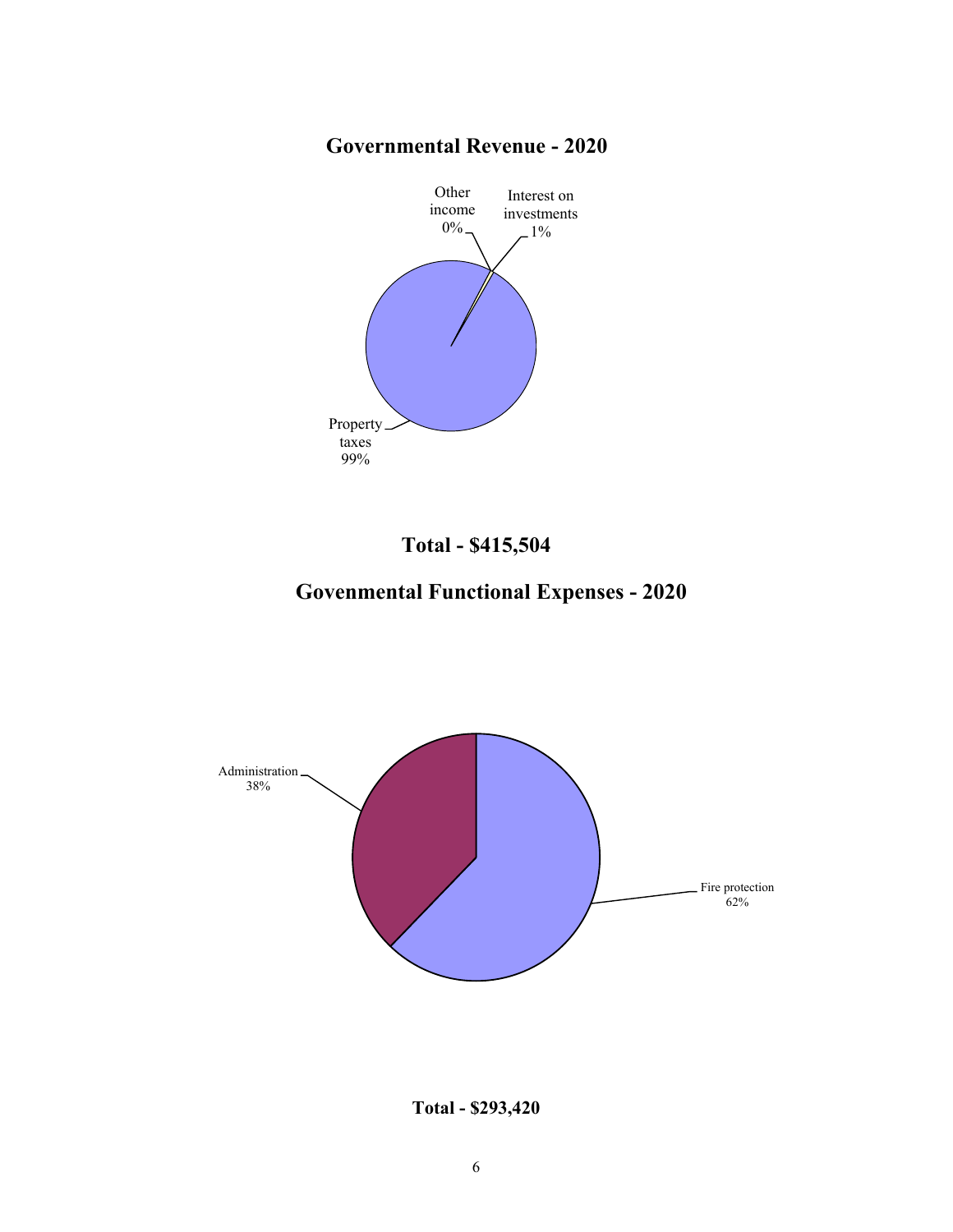## Governmental Revenue - 2020

Other income 0%

Interest on investments 1%

Property taxes 99%

**Total - $415,504**

## Govenmental Functional Expenses - 2020

Administration 38%

Fire protection 62%

**Total - $293,420**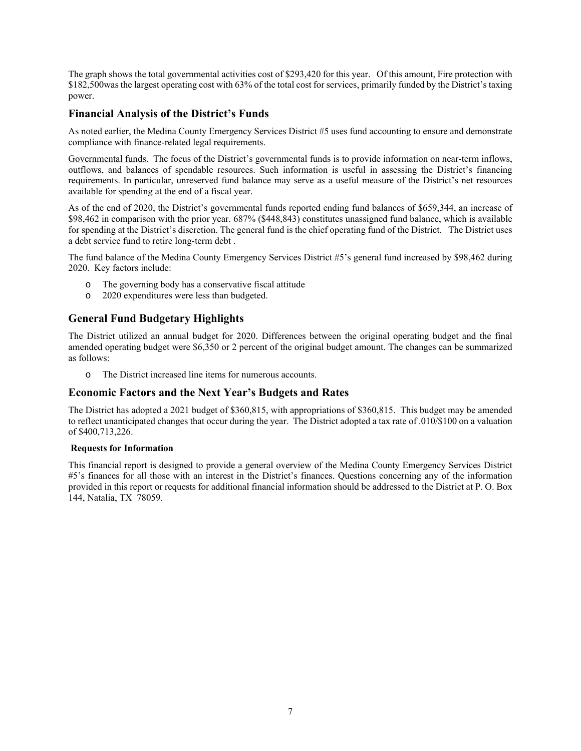The graph shows the total governmental activities cost of $293,420 for this year. Of this amount, Fire protection with $182,500was the largest operating cost with 63% of the total cost for services, primarily funded by the District's taxing power.

## Financial Analysis of the District's Funds

As noted earlier, the Medina County Emergency Services District #5 uses fund accounting to ensure and demonstrate compliance with finance-related legal requirements.

Governmental funds. The focus of the District's governmental funds is to provide information on near-term inflows, outflows, and balances of spendable resources. Such information is useful in assessing the District's financing requirements. In particular, unreserved fund balance may serve as a useful measure of the District's net resources available for spending at the end of a fiscal year.

As of the end of 2020, the District's governmental funds reported ending fund balances of $659,344, an increase of $98,462 in comparison with the prior year. 687% ($448,843) constitutes unassigned fund balance, which is available for spending at the District's discretion. The general fund is the chief operating fund of the District. The District uses a debt service fund to retire long-term debt .

The fund balance of the Medina County Emergency Services District #5's general fund increased by $98,462 during 2020. Key factors include:

- The governing body has a conservative fiscal attitude
- 2020 expenditures were less than budgeted.

## General Fund Budgetary Highlights

The District utilized an annual budget for 2020. Differences between the original operating budget and the final amended operating budget were $6,350 or 2 percent of the original budget amount. The changes can be summarized as follows:

- The District increased line items for numerous accounts.

## Economic Factors and the Next Year's Budgets and Rates

The District has adopted a 2021 budget of $360,815, with appropriations of $360,815. This budget may be amended to reflect unanticipated changes that occur during the year. The District adopted a tax rate of .010/$100 on a valuation of $400,713,226.

### Requests for Information

This financial report is designed to provide a general overview of the Medina County Emergency Services District #5's finances for all those with an interest in the District's finances. Questions concerning any of the information provided in this report or requests for additional financial information should be addressed to the District at P. O. Box 144, Natalia, TX 78059.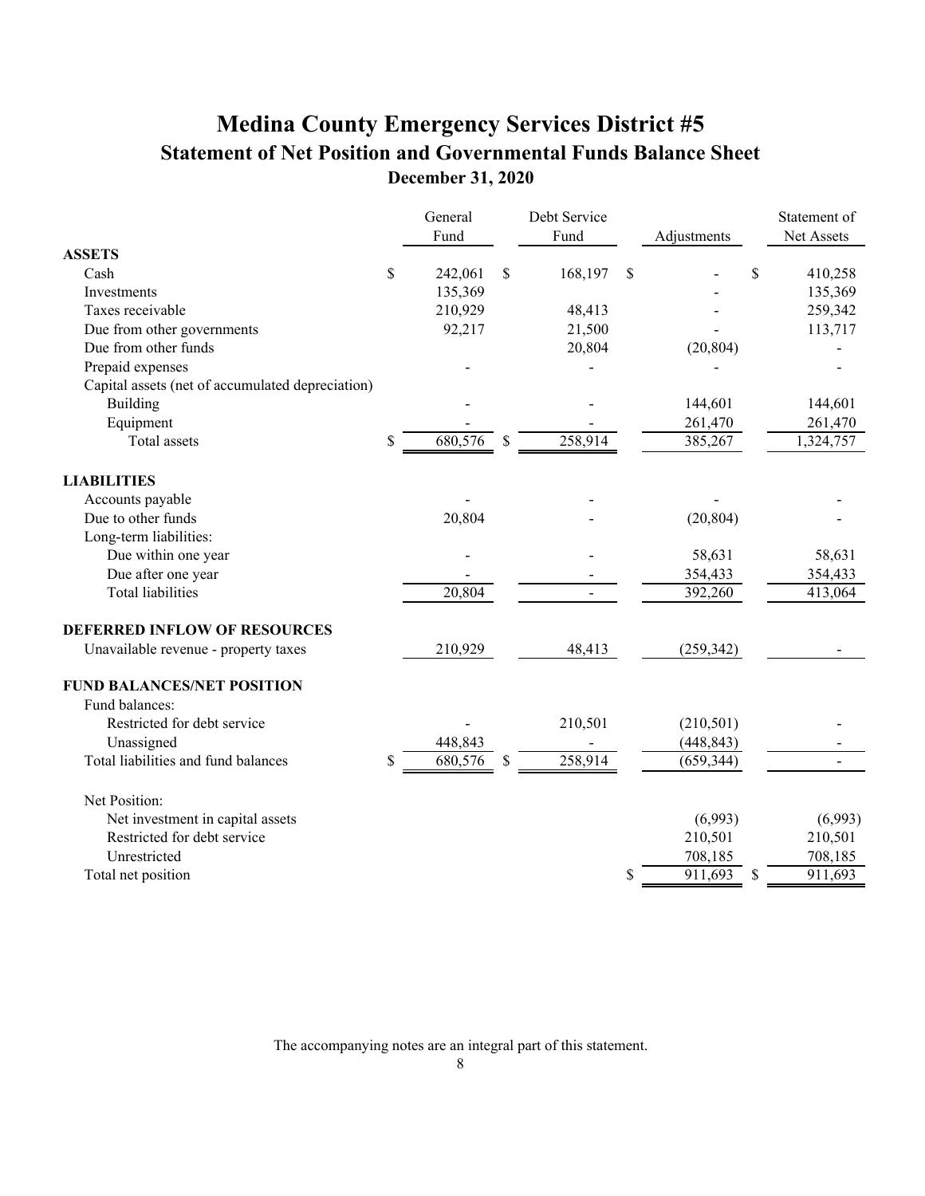# Medina County Emergency Services District #5

## Statement of Net Position and Governmental Funds Balance Sheet

### December 31, 2020

| | General Fund | Debt Service Fund | Adjustments | Statement of Net Assets |
|---|---|---|---|---|
| **ASSETS** | | | | |
| Cash | $ 242,061 | $ 168,197 | $ - | $ 410,258 |
| Investments | 135,369 | | - | 135,369 |
| Taxes receivable | 210,929 | 48,413 | - | 259,342 |
| Due from other governments | 92,217 | 21,500 | - | 113,717 |
| Due from other funds | | 20,804 | (20,804) | - |
| Prepaid expenses | - | - | - | - |
| Capital assets (net of accumulated depreciation) | | | | |
| Building | - | - | 144,601 | 144,601 |
| Equipment | - | - | 261,470 | 261,470 |
| Total assets | $ 680,576 | $ 258,914 | 385,267 | 1,324,757 |
| **LIABILITIES** | | | | |
| Accounts payable | - | - | - | - |
| Due to other funds | 20,804 | - | (20,804) | - |
| Long-term liabilities: | | | | |
| Due within one year | - | - | 58,631 | 58,631 |
| Due after one year | - | - | 354,433 | 354,433 |
| Total liabilities | 20,804 | - | 392,260 | 413,064 |
| **DEFERRED INFLOW OF RESOURCES** | | | | |
| Unavailable revenue - property taxes | 210,929 | 48,413 | (259,342) | - |
| **FUND BALANCES/NET POSITION** | | | | |
| Fund balances: | | | | |
| Restricted for debt service | - | 210,501 | (210,501) | - |
| Unassigned | 448,843 | - | (448,843) | - |
| Total liabilities and fund balances | $ 680,576 | $ 258,914 | (659,344) | - |
| Net Position: | | | | |
| Net investment in capital assets | | | (6,993) | (6,993) |
| Restricted for debt service | | | 210,501 | 210,501 |
| Unrestricted | | | 708,185 | 708,185 |
| Total net position | | | $ 911,693 | $ 911,693 |

The accompanying notes are an integral part of this statement.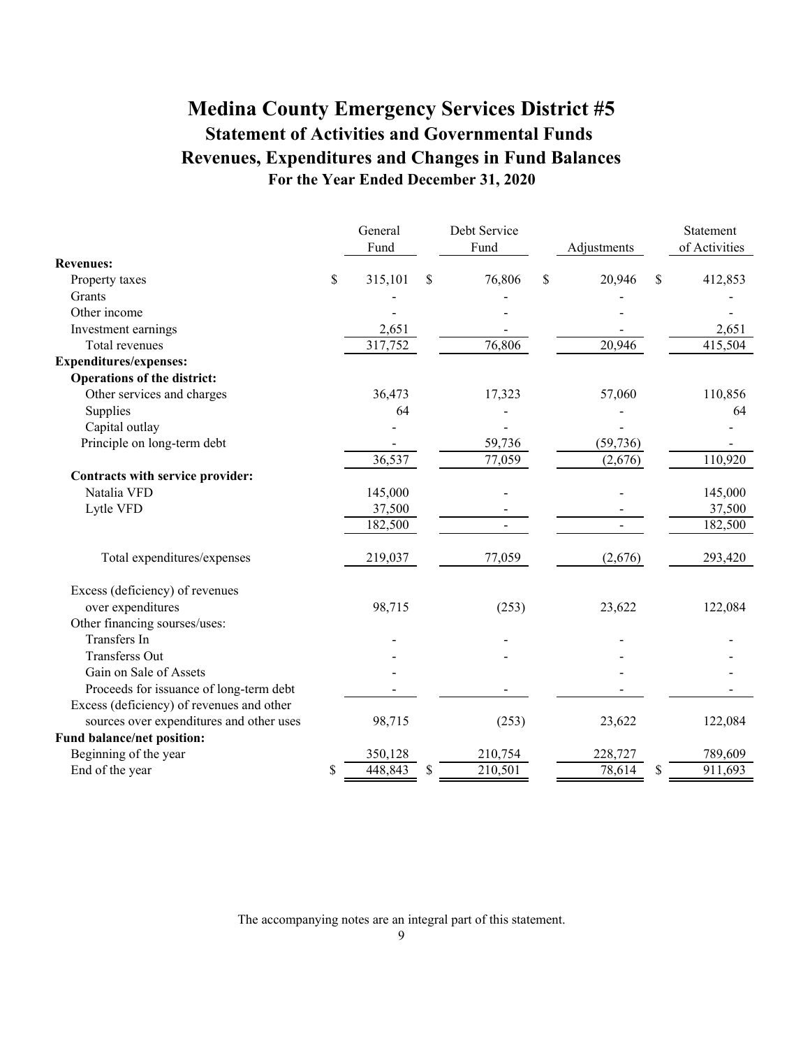# Medina County Emergency Services District #5

## Statement of Activities and Governmental Funds

## Revenues, Expenditures and Changes in Fund Balances

### For the Year Ended December 31, 2020

| | General Fund | Debt Service Fund | Adjustments | Statement of Activities |
|---|---|---|---|---|
| **Revenues:** | | | | |
| Property taxes | $ 315,101 | $ 76,806 | $ 20,946 | $ 412,853 |
| Grants | - | - | - | - |
| Other income | - | - | - | - |
| Investment earnings | 2,651 | - | - | 2,651 |
| Total revenues | 317,752 | 76,806 | 20,946 | 415,504 |
| **Expenditures/expenses:** | | | | |
| **Operations of the district:** | | | | |
| Other services and charges | 36,473 | 17,323 | 57,060 | 110,856 |
| Supplies | 64 | - | - | 64 |
| Capital outlay | - | - | - | - |
| Principle on long-term debt | - | 59,736 | (59,736) | - |
| | 36,537 | 77,059 | (2,676) | 110,920 |
| **Contracts with service provider:** | | | | |
| Natalia VFD | 145,000 | - | - | 145,000 |
| Lytle VFD | 37,500 | - | - | 37,500 |
| | 182,500 | - | - | 182,500 |
| Total expenditures/expenses | 219,037 | 77,059 | (2,676) | 293,420 |
| Excess (deficiency) of revenues over expenditures | 98,715 | (253) | 23,622 | 122,084 |
| Other financing sourses/uses: | | | | |
| Transfers In | - | - | - | - |
| Transferss Out | - | - | - | - |
| Gain on Sale of Assets | - | | - | - |
| Proceeds for issuance of long-term debt | - | - | - | - |
| Excess (deficiency) of revenues and other sources over expenditures and other uses | 98,715 | (253) | 23,622 | 122,084 |
| **Fund balance/net position:** | | | | |
| Beginning of the year | 350,128 | 210,754 | 228,727 | 789,609 |
| End of the year | $ 448,843 | $ 210,501 | 78,614 | $ 911,693 |

The accompanying notes are an integral part of this statement.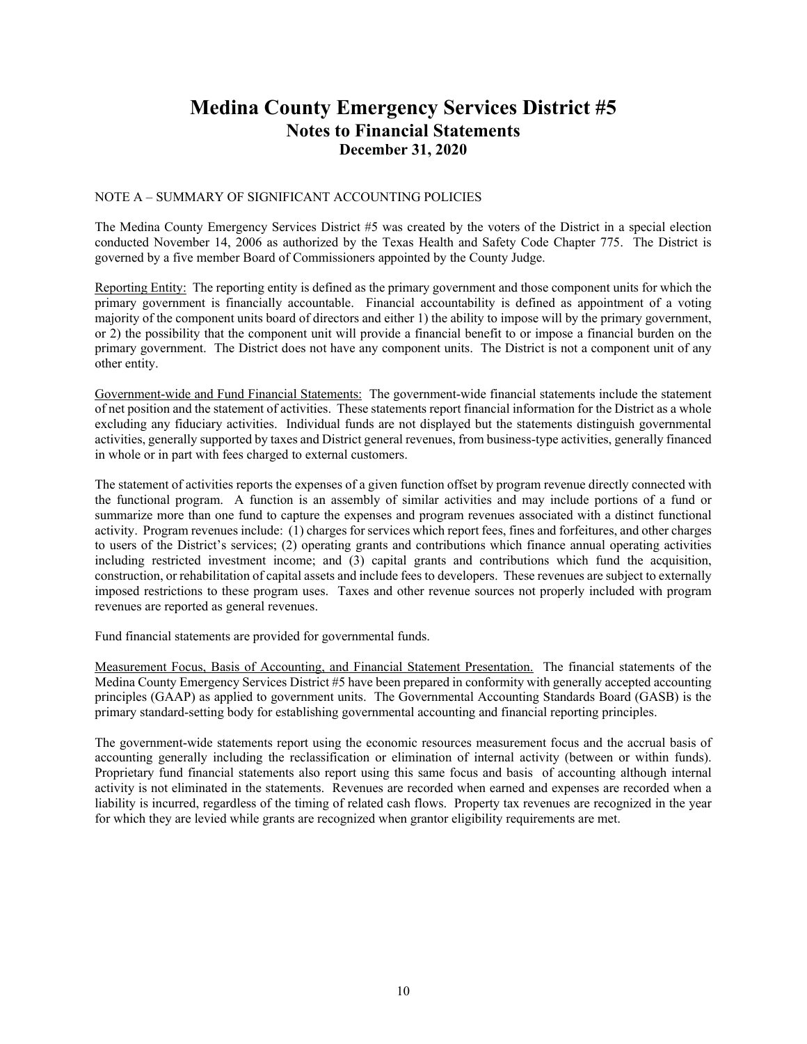# Medina County Emergency Services District #5

## Notes to Financial Statements

### December 31, 2020

NOTE A – SUMMARY OF SIGNIFICANT ACCOUNTING POLICIES

The Medina County Emergency Services District #5 was created by the voters of the District in a special election conducted November 14, 2006 as authorized by the Texas Health and Safety Code Chapter 775. The District is governed by a five member Board of Commissioners appointed by the County Judge.

Reporting Entity: The reporting entity is defined as the primary government and those component units for which the primary government is financially accountable. Financial accountability is defined as appointment of a voting majority of the component units board of directors and either 1) the ability to impose will by the primary government, or 2) the possibility that the component unit will provide a financial benefit to or impose a financial burden on the primary government. The District does not have any component units. The District is not a component unit of any other entity.

Government-wide and Fund Financial Statements: The government-wide financial statements include the statement of net position and the statement of activities. These statements report financial information for the District as a whole excluding any fiduciary activities. Individual funds are not displayed but the statements distinguish governmental activities, generally supported by taxes and District general revenues, from business-type activities, generally financed in whole or in part with fees charged to external customers.

The statement of activities reports the expenses of a given function offset by program revenue directly connected with the functional program. A function is an assembly of similar activities and may include portions of a fund or summarize more than one fund to capture the expenses and program revenues associated with a distinct functional activity. Program revenues include: (1) charges for services which report fees, fines and forfeitures, and other charges to users of the District's services; (2) operating grants and contributions which finance annual operating activities including restricted investment income; and (3) capital grants and contributions which fund the acquisition, construction, or rehabilitation of capital assets and include fees to developers. These revenues are subject to externally imposed restrictions to these program uses. Taxes and other revenue sources not properly included with program revenues are reported as general revenues.

Fund financial statements are provided for governmental funds.

Measurement Focus, Basis of Accounting, and Financial Statement Presentation. The financial statements of the Medina County Emergency Services District #5 have been prepared in conformity with generally accepted accounting principles (GAAP) as applied to government units. The Governmental Accounting Standards Board (GASB) is the primary standard-setting body for establishing governmental accounting and financial reporting principles.

The government-wide statements report using the economic resources measurement focus and the accrual basis of accounting generally including the reclassification or elimination of internal activity (between or within funds). Proprietary fund financial statements also report using this same focus and basis of accounting although internal activity is not eliminated in the statements. Revenues are recorded when earned and expenses are recorded when a liability is incurred, regardless of the timing of related cash flows. Property tax revenues are recognized in the year for which they are levied while grants are recognized when grantor eligibility requirements are met.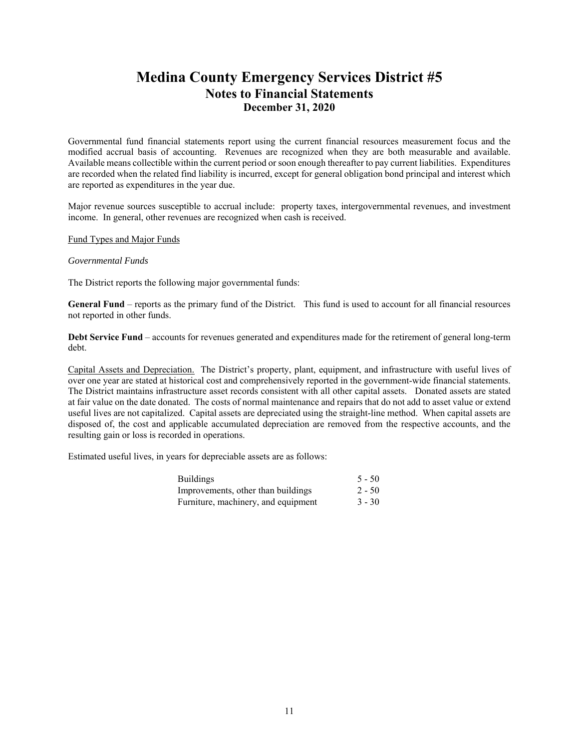# Medina County Emergency Services District #5

## Notes to Financial Statements

### December 31, 2020

Governmental fund financial statements report using the current financial resources measurement focus and the modified accrual basis of accounting. Revenues are recognized when they are both measurable and available. Available means collectible within the current period or soon enough thereafter to pay current liabilities. Expenditures are recorded when the related find liability is incurred, except for general obligation bond principal and interest which are reported as expenditures in the year due.

Major revenue sources susceptible to accrual include: property taxes, intergovernmental revenues, and investment income. In general, other revenues are recognized when cash is received.

Fund Types and Major Funds

*Governmental Funds*

The District reports the following major governmental funds:

**General Fund** – reports as the primary fund of the District. This fund is used to account for all financial resources not reported in other funds.

**Debt Service Fund** – accounts for revenues generated and expenditures made for the retirement of general long-term debt.

Capital Assets and Depreciation. The District's property, plant, equipment, and infrastructure with useful lives of over one year are stated at historical cost and comprehensively reported in the government-wide financial statements. The District maintains infrastructure asset records consistent with all other capital assets. Donated assets are stated at fair value on the date donated. The costs of normal maintenance and repairs that do not add to asset value or extend useful lives are not capitalized. Capital assets are depreciated using the straight-line method. When capital assets are disposed of, the cost and applicable accumulated depreciation are removed from the respective accounts, and the resulting gain or loss is recorded in operations.

Estimated useful lives, in years for depreciable assets are as follows:

| | |
|---|---|
| Buildings | 5 - 50 |
| Improvements, other than buildings | 2 - 50 |
| Furniture, machinery, and equipment | 3 - 30 |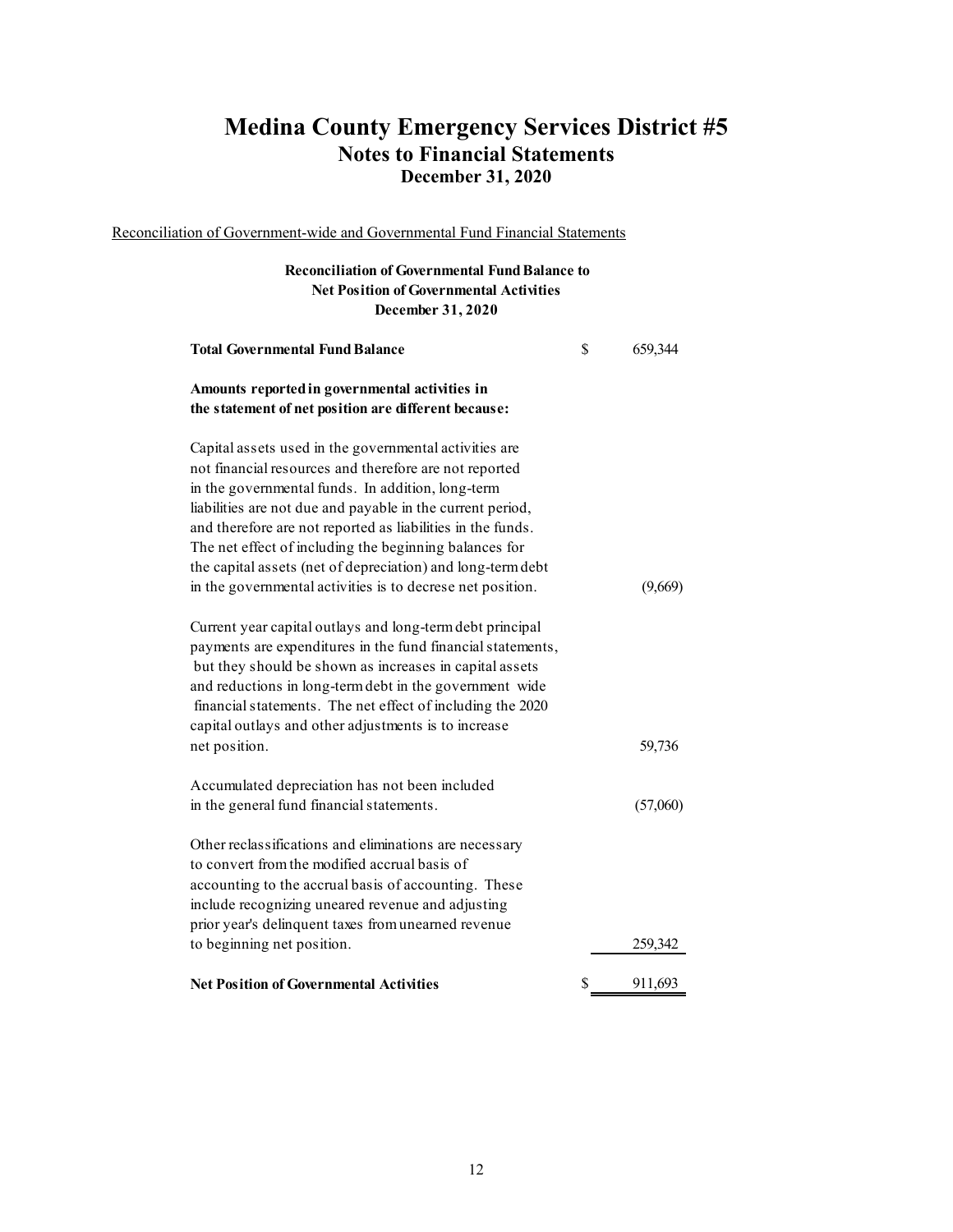# Medina County Emergency Services District #5

## Notes to Financial Statements

### December 31, 2020

Reconciliation of Government-wide and Governmental Fund Financial Statements

**Reconciliation of Governmental Fund Balance to Net Position of Governmental Activities December 31, 2020**

| | | |
|---|---|---|
| **Total Governmental Fund Balance** | $ | 659,344 |
| **Amounts reported in governmental activities in the statement of net position are different because:** | | |
| Capital assets used in the governmental activities are not financial resources and therefore are not reported in the governmental funds. In addition, long-term liabilities are not due and payable in the current period, and therefore are not reported as liabilities in the funds. The net effect of including the beginning balances for the capital assets (net of depreciation) and long-term debt in the governmental activities is to decrese net position. | | (9,669) |
| Current year capital outlays and long-term debt principal payments are expenditures in the fund financial statements, but they should be shown as increases in capital assets and reductions in long-term debt in the government wide financial statements. The net effect of including the 2020 capital outlays and other adjustments is to increase net position. | | 59,736 |
| Accumulated depreciation has not been included in the general fund financial statements. | | (57,060) |
| Other reclassifications and eliminations are necessary to convert from the modified accrual basis of accounting to the accrual basis of accounting. These include recognizing uneared revenue and adjusting prior year's delinquent taxes from unearned revenue to beginning net position. | | 259,342 |
| **Net Position of Governmental Activities** | $ | 911,693 |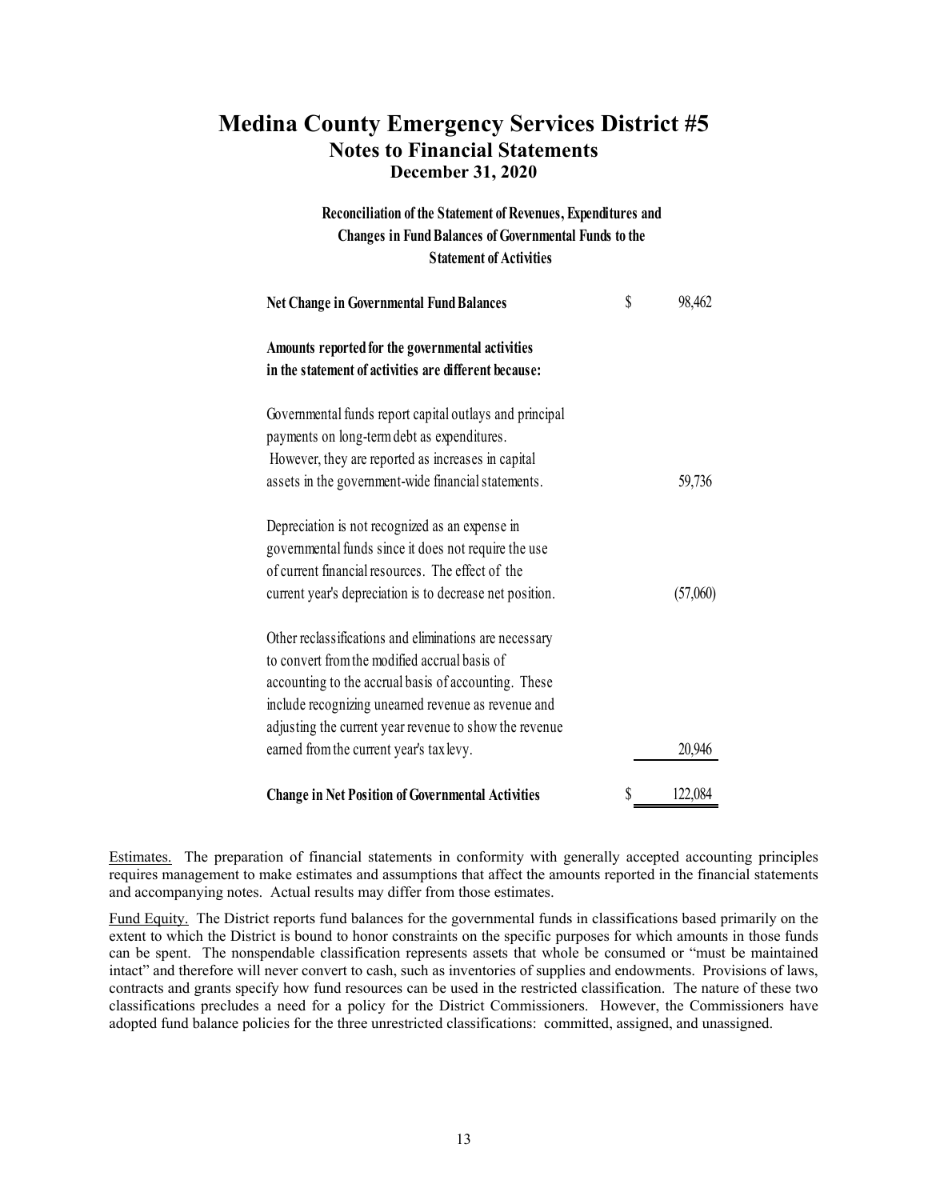# Medina County Emergency Services District #5

## Notes to Financial Statements

### December 31, 2020

**Reconciliation of the Statement of Revenues, Expenditures and Changes in Fund Balances of Governmental Funds to the Statement of Activities**

| | |
|---|---|
| **Net Change in Governmental Fund Balances** | $ 98,462 |
| **Amounts reported for the governmental activities in the statement of activities are different because:** | |
| Governmental funds report capital outlays and principal payments on long-term debt as expenditures. However, they are reported as increases in capital assets in the government-wide financial statements. | 59,736 |
| Depreciation is not recognized as an expense in governmental funds since it does not require the use of current financial resources. The effect of the current year's depreciation is to decrease net position. | (57,060) |
| Other reclassifications and eliminations are necessary to convert from the modified accrual basis of accounting to the accrual basis of accounting. These include recognizing unearned revenue as revenue and adjusting the current year revenue to show the revenue earned from the current year's tax levy. | 20,946 |
| **Change in Net Position of Governmental Activities** | $ 122,084 |

Estimates. The preparation of financial statements in conformity with generally accepted accounting principles requires management to make estimates and assumptions that affect the amounts reported in the financial statements and accompanying notes. Actual results may differ from those estimates.

Fund Equity. The District reports fund balances for the governmental funds in classifications based primarily on the extent to which the District is bound to honor constraints on the specific purposes for which amounts in those funds can be spent. The nonspendable classification represents assets that whole be consumed or "must be maintained intact" and therefore will never convert to cash, such as inventories of supplies and endowments. Provisions of laws, contracts and grants specify how fund resources can be used in the restricted classification. The nature of these two classifications precludes a need for a policy for the District Commissioners. However, the Commissioners have adopted fund balance policies for the three unrestricted classifications: committed, assigned, and unassigned.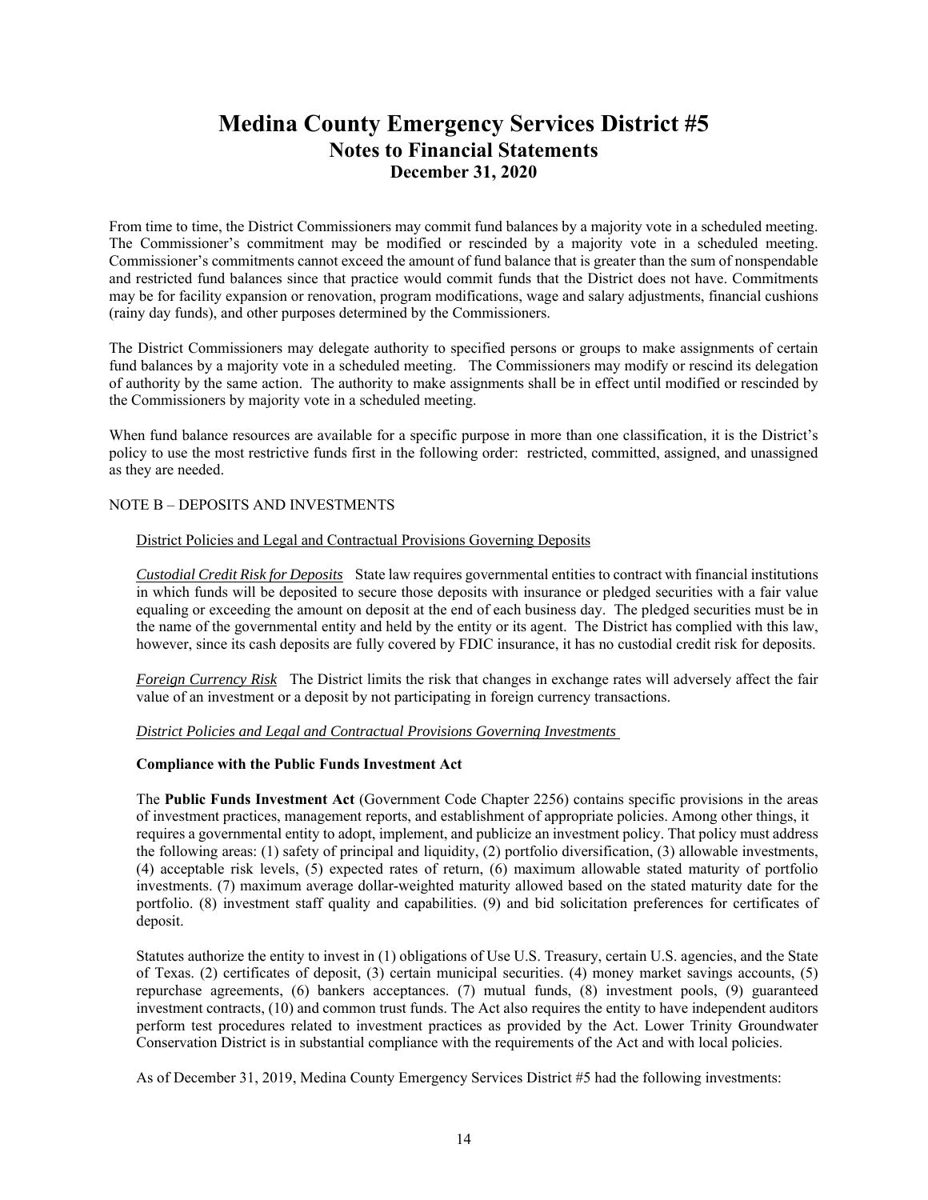# Medina County Emergency Services District #5

## Notes to Financial Statements

### December 31, 2020

From time to time, the District Commissioners may commit fund balances by a majority vote in a scheduled meeting. The Commissioner's commitment may be modified or rescinded by a majority vote in a scheduled meeting. Commissioner's commitments cannot exceed the amount of fund balance that is greater than the sum of nonspendable and restricted fund balances since that practice would commit funds that the District does not have. Commitments may be for facility expansion or renovation, program modifications, wage and salary adjustments, financial cushions (rainy day funds), and other purposes determined by the Commissioners.

The District Commissioners may delegate authority to specified persons or groups to make assignments of certain fund balances by a majority vote in a scheduled meeting. The Commissioners may modify or rescind its delegation of authority by the same action. The authority to make assignments shall be in effect until modified or rescinded by the Commissioners by majority vote in a scheduled meeting.

When fund balance resources are available for a specific purpose in more than one classification, it is the District's policy to use the most restrictive funds first in the following order: restricted, committed, assigned, and unassigned as they are needed.

NOTE B – DEPOSITS AND INVESTMENTS

District Policies and Legal and Contractual Provisions Governing Deposits

*Custodial Credit Risk for Deposits* State law requires governmental entities to contract with financial institutions in which funds will be deposited to secure those deposits with insurance or pledged securities with a fair value equaling or exceeding the amount on deposit at the end of each business day. The pledged securities must be in the name of the governmental entity and held by the entity or its agent. The District has complied with this law, however, since its cash deposits are fully covered by FDIC insurance, it has no custodial credit risk for deposits.

*Foreign Currency Risk* The District limits the risk that changes in exchange rates will adversely affect the fair value of an investment or a deposit by not participating in foreign currency transactions.

*District Policies and Legal and Contractual Provisions Governing Investments*

**Compliance with the Public Funds Investment Act**

The **Public Funds Investment Act** (Government Code Chapter 2256) contains specific provisions in the areas of investment practices, management reports, and establishment of appropriate policies. Among other things, it requires a governmental entity to adopt, implement, and publicize an investment policy. That policy must address the following areas: (1) safety of principal and liquidity, (2) portfolio diversification, (3) allowable investments, (4) acceptable risk levels, (5) expected rates of return, (6) maximum allowable stated maturity of portfolio investments. (7) maximum average dollar-weighted maturity allowed based on the stated maturity date for the portfolio. (8) investment staff quality and capabilities. (9) and bid solicitation preferences for certificates of deposit.

Statutes authorize the entity to invest in (1) obligations of Use U.S. Treasury, certain U.S. agencies, and the State of Texas. (2) certificates of deposit, (3) certain municipal securities. (4) money market savings accounts, (5) repurchase agreements, (6) bankers acceptances. (7) mutual funds, (8) investment pools, (9) guaranteed investment contracts, (10) and common trust funds. The Act also requires the entity to have independent auditors perform test procedures related to investment practices as provided by the Act. Lower Trinity Groundwater Conservation District is in substantial compliance with the requirements of the Act and with local policies.

As of December 31, 2019, Medina County Emergency Services District #5 had the following investments: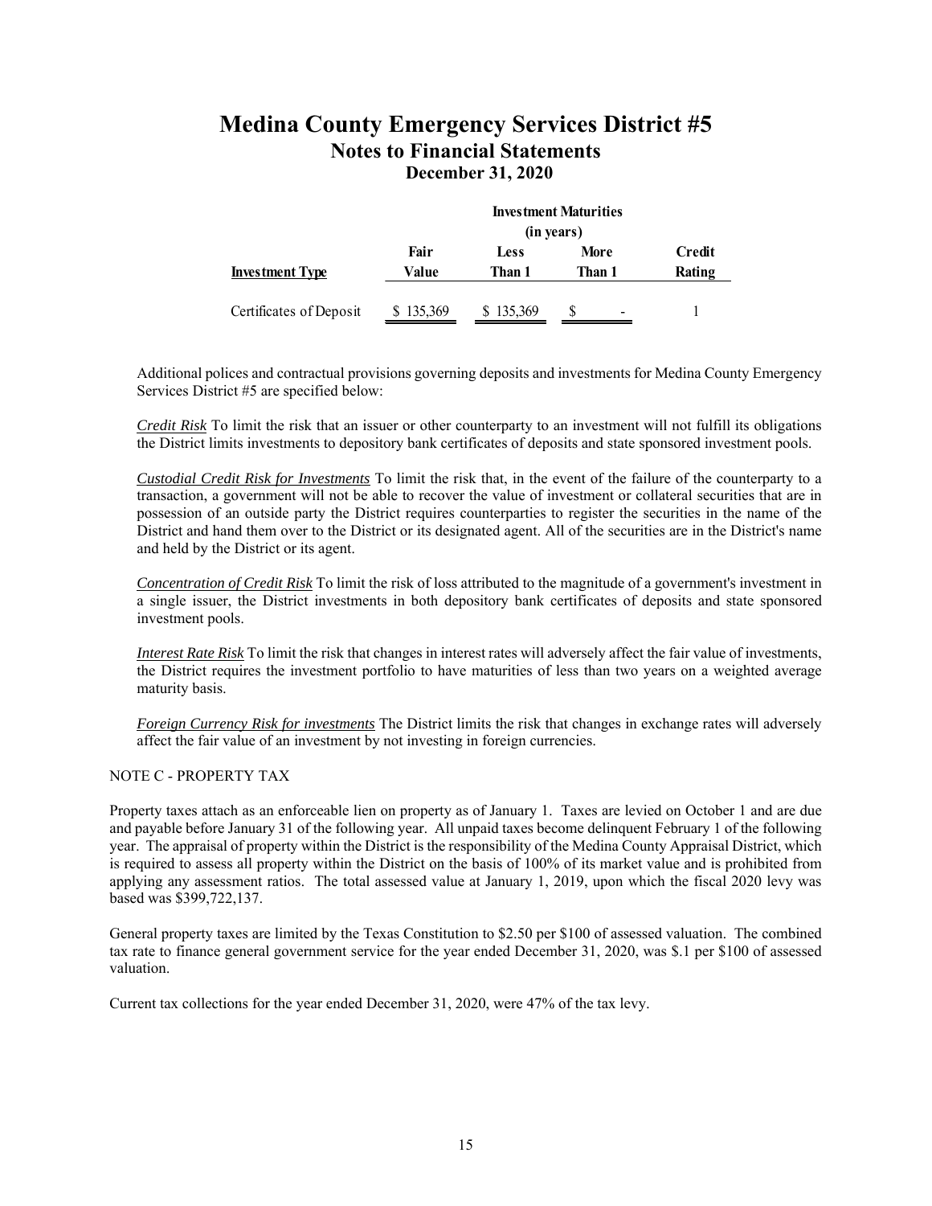# Medina County Emergency Services District #5

## Notes to Financial Statements

### December 31, 2020

| | | Investment Maturities (in years) | | |
|---|---|---|---|---|
| **Investment Type** | **Fair Value** | **Less Than 1** | **More Than 1** | **Credit Rating** |
| Certificates of Deposit | $ 135,369 | $ 135,369 | $ - | 1 |

Additional polices and contractual provisions governing deposits and investments for Medina County Emergency Services District #5 are specified below:

*Credit Risk* To limit the risk that an issuer or other counterparty to an investment will not fulfill its obligations the District limits investments to depository bank certificates of deposits and state sponsored investment pools.

*Custodial Credit Risk for Investments* To limit the risk that, in the event of the failure of the counterparty to a transaction, a government will not be able to recover the value of investment or collateral securities that are in possession of an outside party the District requires counterparties to register the securities in the name of the District and hand them over to the District or its designated agent. All of the securities are in the District's name and held by the District or its agent.

*Concentration of Credit Risk* To limit the risk of loss attributed to the magnitude of a government's investment in a single issuer, the District investments in both depository bank certificates of deposits and state sponsored investment pools.

*Interest Rate Risk* To limit the risk that changes in interest rates will adversely affect the fair value of investments, the District requires the investment portfolio to have maturities of less than two years on a weighted average maturity basis.

*Foreign Currency Risk for investments* The District limits the risk that changes in exchange rates will adversely affect the fair value of an investment by not investing in foreign currencies.

NOTE C - PROPERTY TAX

Property taxes attach as an enforceable lien on property as of January 1. Taxes are levied on October 1 and are due and payable before January 31 of the following year. All unpaid taxes become delinquent February 1 of the following year. The appraisal of property within the District is the responsibility of the Medina County Appraisal District, which is required to assess all property within the District on the basis of 100% of its market value and is prohibited from applying any assessment ratios. The total assessed value at January 1, 2019, upon which the fiscal 2020 levy was based was $399,722,137.

General property taxes are limited by the Texas Constitution to $2.50 per $100 of assessed valuation. The combined tax rate to finance general government service for the year ended December 31, 2020, was $.1 per $100 of assessed valuation.

Current tax collections for the year ended December 31, 2020, were 47% of the tax levy.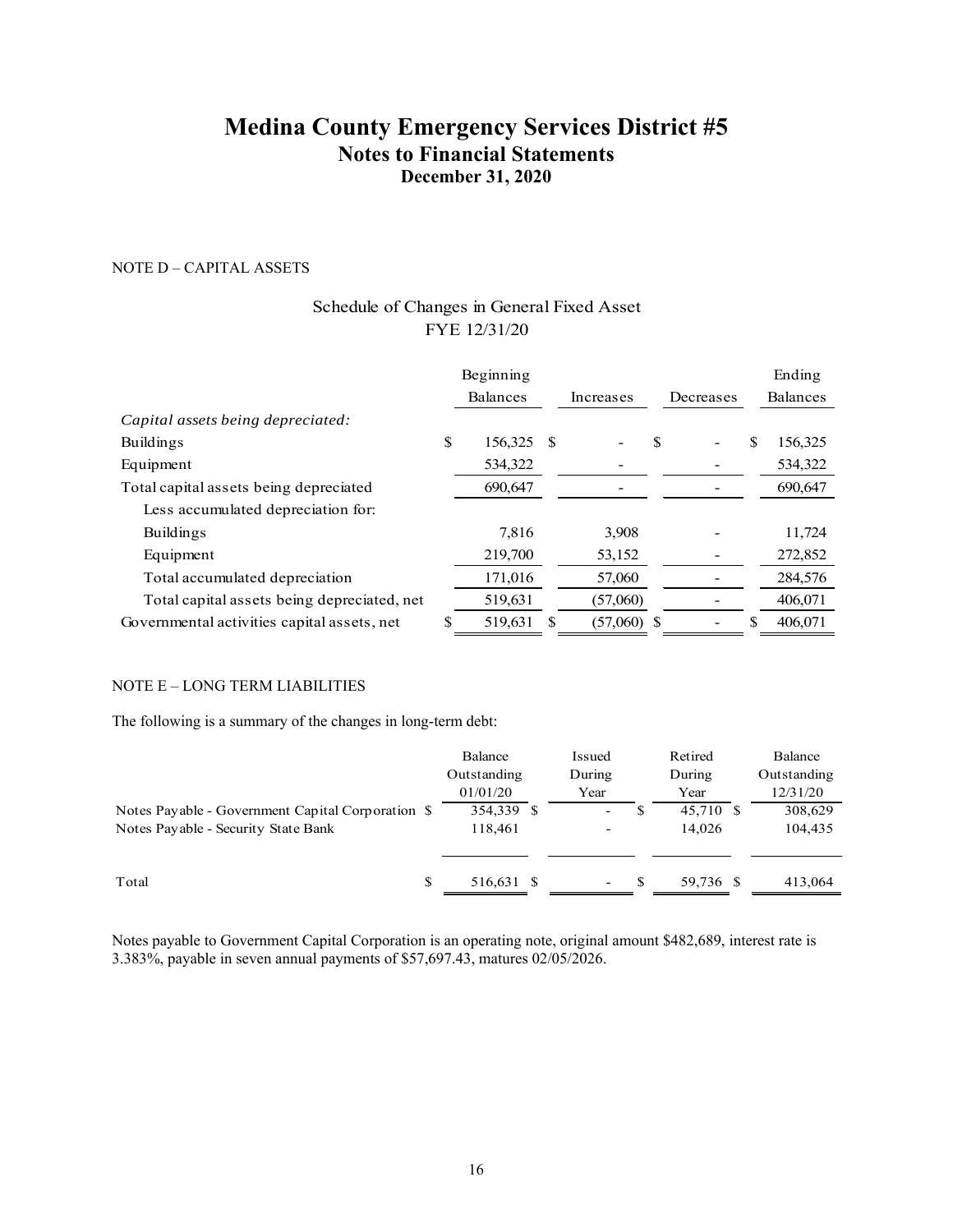# Medina County Emergency Services District #5

## Notes to Financial Statements

### December 31, 2020

NOTE D – CAPITAL ASSETS

Schedule of Changes in General Fixed Asset
FYE 12/31/20

| | Beginning Balances | Increases | Decreases | Ending Balances |
|---|---|---|---|---|
| *Capital assets being depreciated:* | | | | |
| Buildings | $ 156,325 | $ - | $ - | $ 156,325 |
| Equipment | 534,322 | - | - | 534,322 |
| Total capital assets being depreciated | 690,647 | - | - | 690,647 |
| Less accumulated depreciation for: | | | | |
| Buildings | 7,816 | 3,908 | - | 11,724 |
| Equipment | 219,700 | 53,152 | - | 272,852 |
| Total accumulated depreciation | 171,016 | 57,060 | - | 284,576 |
| Total capital assets being depreciated, net | 519,631 | (57,060) | - | 406,071 |
| Governmental activities capital assets, net | $ 519,631 | $ (57,060) | $ - | $ 406,071 |

NOTE E – LONG TERM LIABILITIES

The following is a summary of the changes in long-term debt:

| | Balance Outstanding 01/01/20 | Issued During Year | Retired During Year | Balance Outstanding 12/31/20 |
|---|---|---|---|---|
| Notes Payable - Government Capital Corporation | $ 354,339 | $ - | $ 45,710 | $ 308,629 |
| Notes Payable - Security State Bank | 118,461 | - | 14,026 | 104,435 |
| Total | $ 516,631 | $ - | $ 59,736 | $ 413,064 |

Notes payable to Government Capital Corporation is an operating note, original amount $482,689, interest rate is 3.383%, payable in seven annual payments of $57,697.43, matures 02/05/2026.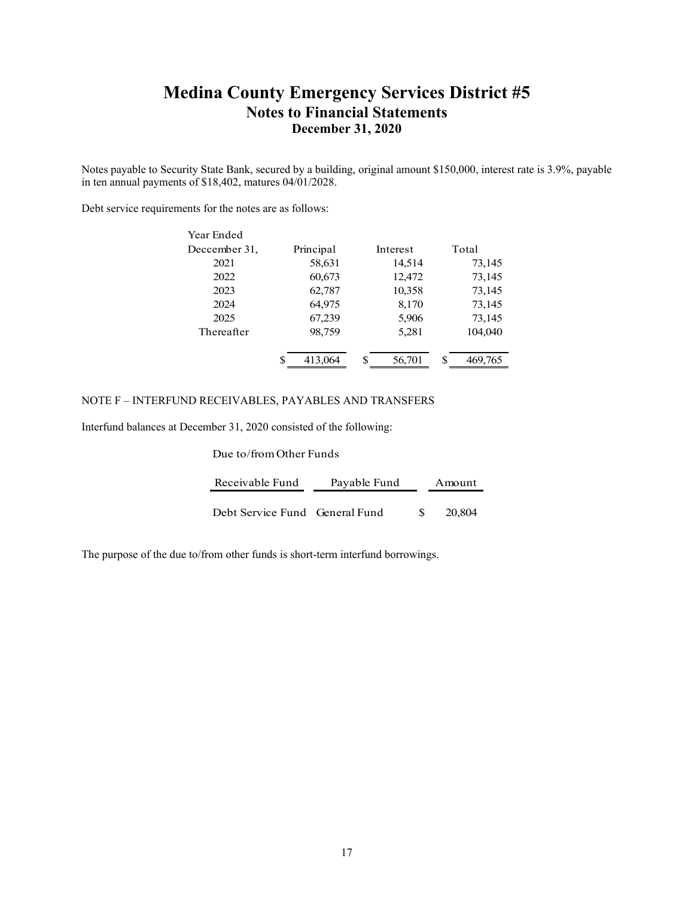# Medina County Emergency Services District #5

## Notes to Financial Statements

### December 31, 2020

Notes payable to Security State Bank, secured by a building, original amount $150,000, interest rate is 3.9%, payable in ten annual payments of $18,402, matures 04/01/2028.

Debt service requirements for the notes are as follows:

| Year Ended Deccember 31, | Principal | Interest | Total |
|---|---|---|---|
| 2021 | 58,631 | 14,514 | 73,145 |
| 2022 | 60,673 | 12,472 | 73,145 |
| 2023 | 62,787 | 10,358 | 73,145 |
| 2024 | 64,975 | 8,170 | 73,145 |
| 2025 | 67,239 | 5,906 | 73,145 |
| Thereafter | 98,759 | 5,281 | 104,040 |
| | $ 413,064 | $ 56,701 | $ 469,765 |

NOTE F – INTERFUND RECEIVABLES, PAYABLES AND TRANSFERS

Interfund balances at December 31, 2020 consisted of the following:

Due to/from Other Funds

| Receivable Fund | Payable Fund | Amount |
|---|---|---|
| Debt Service Fund | General Fund | $ 20,804 |

The purpose of the due to/from other funds is short-term interfund borrowings.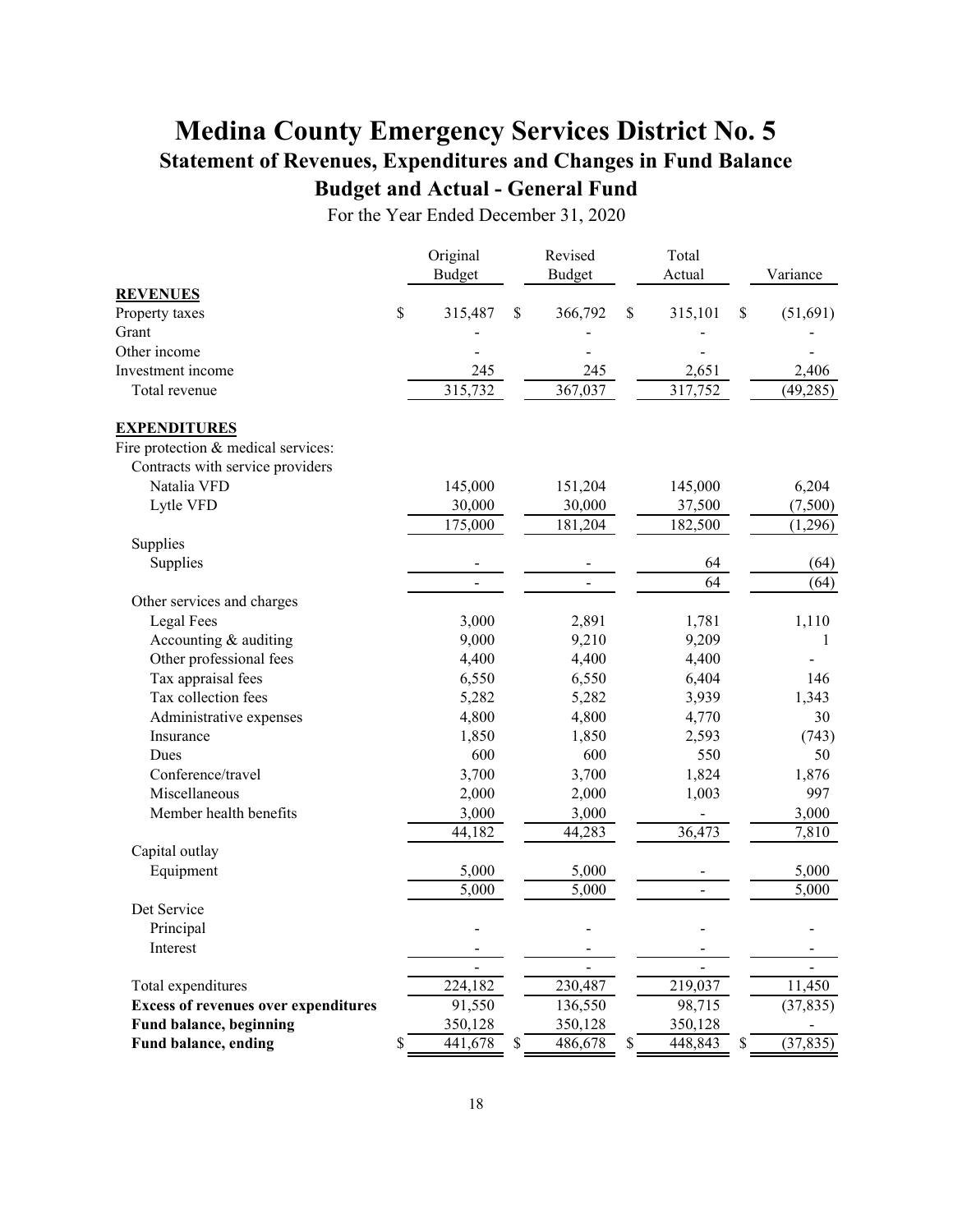# Medina County Emergency Services District No. 5

## Statement of Revenues, Expenditures and Changes in Fund Balance

## Budget and Actual - General Fund

For the Year Ended December 31, 2020

| | Original Budget | Revised Budget | Total Actual | Variance |
|---|---|---|---|---|
| **REVENUES** | | | | |
| Property taxes | $ 315,487 | $ 366,792 | $ 315,101 | $ (51,691) |
| Grant | - | - | - | - |
| Other income | - | - | - | - |
| Investment income | 245 | 245 | 2,651 | 2,406 |
| Total revenue | 315,732 | 367,037 | 317,752 | (49,285) |
| **EXPENDITURES** | | | | |
| Fire protection & medical services: | | | | |
| Contracts with service providers | | | | |
| Natalia VFD | 145,000 | 151,204 | 145,000 | 6,204 |
| Lytle VFD | 30,000 | 30,000 | 37,500 | (7,500) |
| | 175,000 | 181,204 | 182,500 | (1,296) |
| Supplies | | | | |
| Supplies | - | - | 64 | (64) |
| | - | - | 64 | (64) |
| Other services and charges | | | | |
| Legal Fees | 3,000 | 2,891 | 1,781 | 1,110 |
| Accounting & auditing | 9,000 | 9,210 | 9,209 | 1 |
| Other professional fees | 4,400 | 4,400 | 4,400 | - |
| Tax appraisal fees | 6,550 | 6,550 | 6,404 | 146 |
| Tax collection fees | 5,282 | 5,282 | 3,939 | 1,343 |
| Administrative expenses | 4,800 | 4,800 | 4,770 | 30 |
| Insurance | 1,850 | 1,850 | 2,593 | (743) |
| Dues | 600 | 600 | 550 | 50 |
| Conference/travel | 3,700 | 3,700 | 1,824 | 1,876 |
| Miscellaneous | 2,000 | 2,000 | 1,003 | 997 |
| Member health benefits | 3,000 | 3,000 | - | 3,000 |
| | 44,182 | 44,283 | 36,473 | 7,810 |
| Capital outlay | | | | |
| Equipment | 5,000 | 5,000 | - | 5,000 |
| | 5,000 | 5,000 | - | 5,000 |
| Det Service | | | | |
| Principal | - | - | - | - |
| Interest | - | - | - | - |
| | - | - | - | - |
| Total expenditures | 224,182 | 230,487 | 219,037 | 11,450 |
| **Excess of revenues over expenditures** | 91,550 | 136,550 | 98,715 | (37,835) |
| **Fund balance, beginning** | 350,128 | 350,128 | 350,128 | - |
| **Fund balance, ending** | $ 441,678 | $ 486,678 | $ 448,843 | $ (37,835) |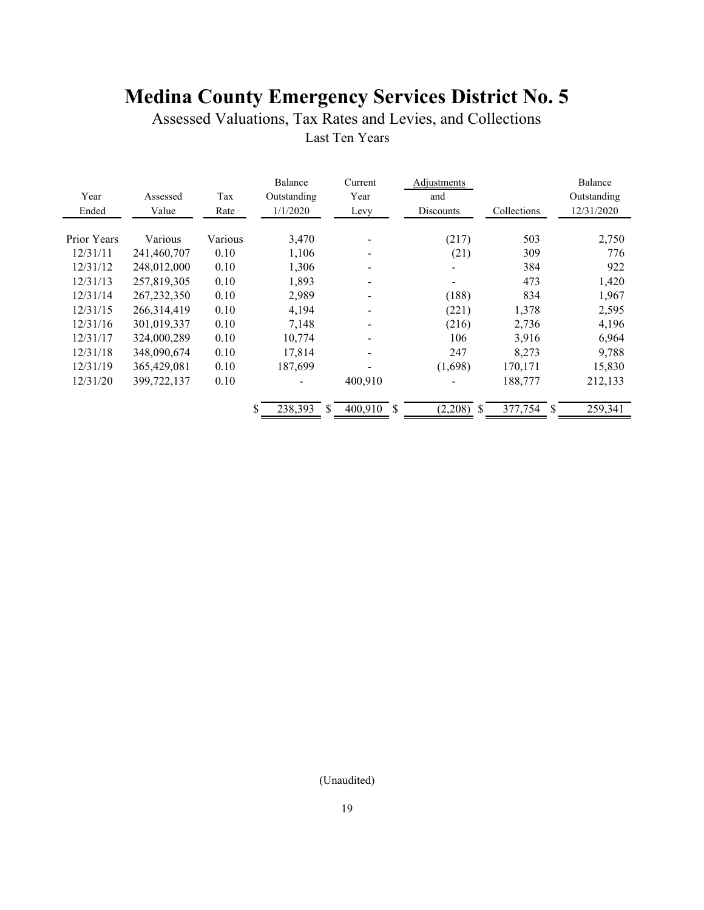# Medina County Emergency Services District No. 5

## Assessed Valuations, Tax Rates and Levies, and Collections

### Last Ten Years

| Year Ended | Assessed Value | Tax Rate | Balance Outstanding 1/1/2020 | Current Year Levy | Adjustments and Discounts | Collections | Balance Outstanding 12/31/2020 |
|---|---|---|---|---|---|---|---|
| Prior Years | Various | Various | 3,470 | - | (217) | 503 | 2,750 |
| 12/31/11 | 241,460,707 | 0.10 | 1,106 | - | (21) | 309 | 776 |
| 12/31/12 | 248,012,000 | 0.10 | 1,306 | - | - | 384 | 922 |
| 12/31/13 | 257,819,305 | 0.10 | 1,893 | - | - | 473 | 1,420 |
| 12/31/14 | 267,232,350 | 0.10 | 2,989 | - | (188) | 834 | 1,967 |
| 12/31/15 | 266,314,419 | 0.10 | 4,194 | - | (221) | 1,378 | 2,595 |
| 12/31/16 | 301,019,337 | 0.10 | 7,148 | - | (216) | 2,736 | 4,196 |
| 12/31/17 | 324,000,289 | 0.10 | 10,774 | - | 106 | 3,916 | 6,964 |
| 12/31/18 | 348,090,674 | 0.10 | 17,814 | - | 247 | 8,273 | 9,788 |
| 12/31/19 | 365,429,081 | 0.10 | 187,699 | - | (1,698) | 170,171 | 15,830 |
| 12/31/20 | 399,722,137 | 0.10 | - | 400,910 | - | 188,777 | 212,133 |
| | | | $ 238,393 | $ 400,910 | $ (2,208) | $ 377,754 | $ 259,341 |

(Unaudited)